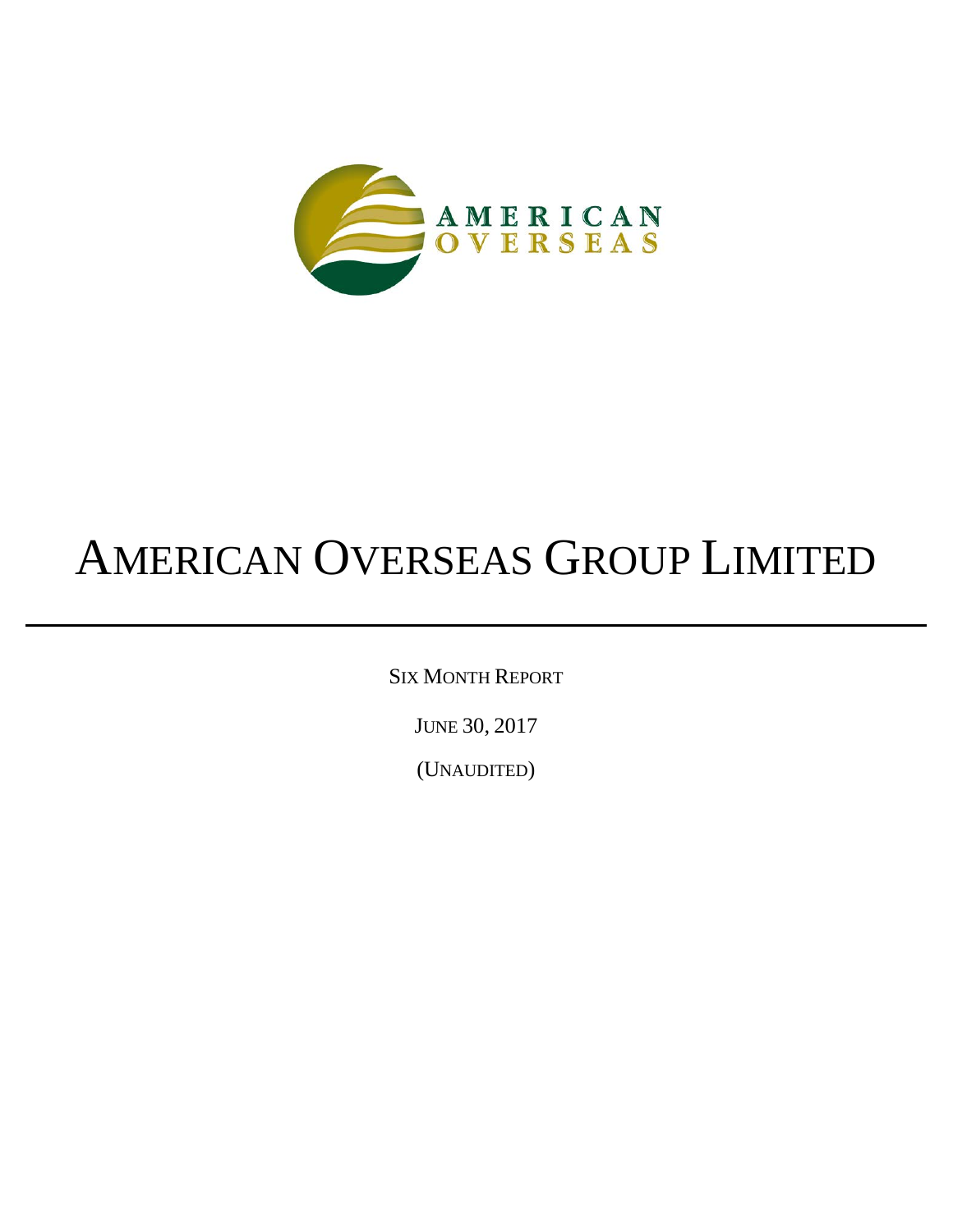AMERICAN
OVERSEAS

# AMERICAN OVERSEAS GROUP LIMITED

SIX MONTH REPORT

JUNE 30, 2017

(UNAUDITED)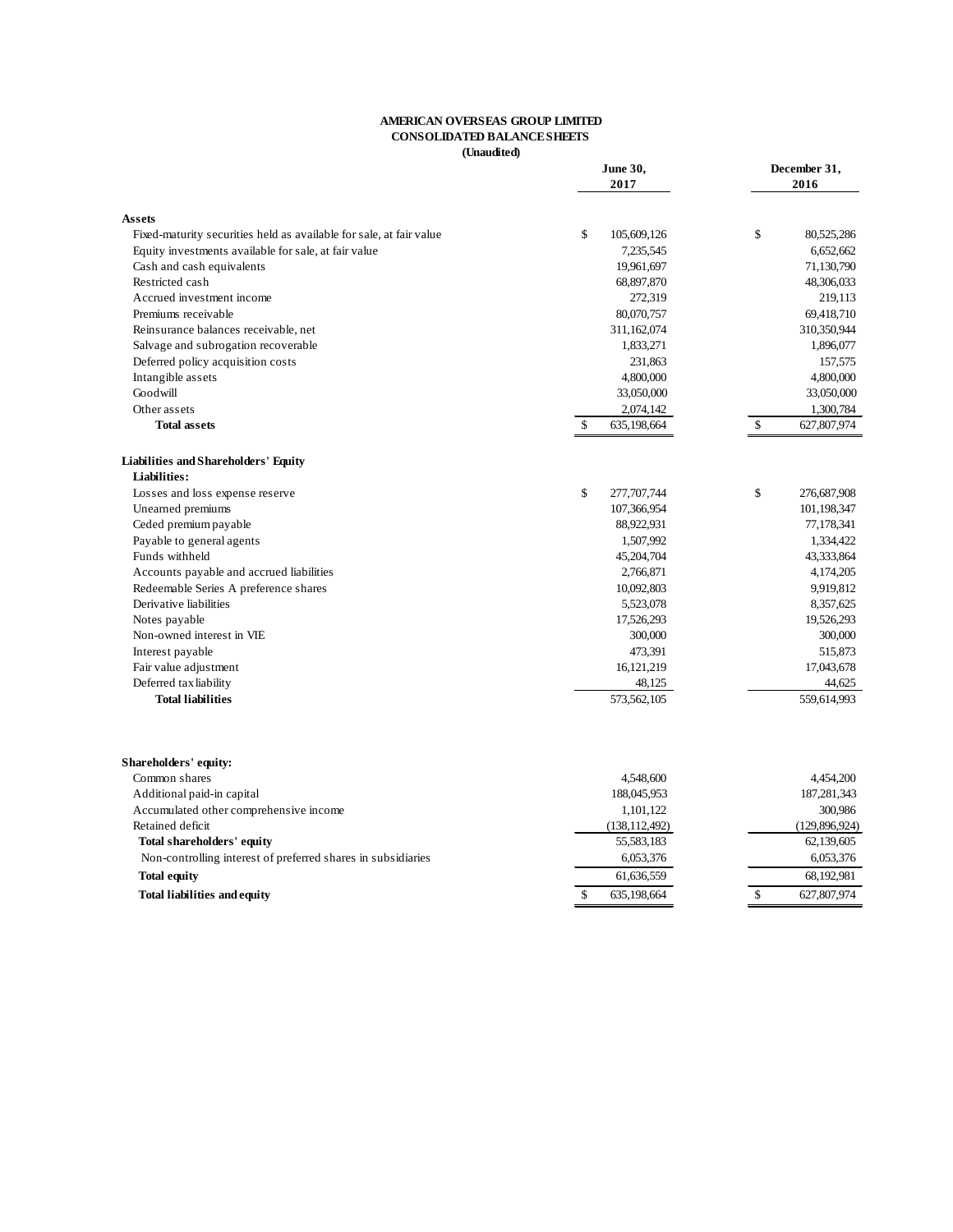**AMERICAN OVERSEAS GROUP LIMITED**
**CONSOLIDATED BALANCE SHEETS**
**(Unaudited)**

| | June 30, 2017 | December 31, 2016 |
|---|---|---|
| **Assets** | | |
| Fixed-maturity securities held as available for sale, at fair value | $ 105,609,126 | $ 80,525,286 |
| Equity investments available for sale, at fair value | 7,235,545 | 6,652,662 |
| Cash and cash equivalents | 19,961,697 | 71,130,790 |
| Restricted cash | 68,897,870 | 48,306,033 |
| Accrued investment income | 272,319 | 219,113 |
| Premiums receivable | 80,070,757 | 69,418,710 |
| Reinsurance balances receivable, net | 311,162,074 | 310,350,944 |
| Salvage and subrogation recoverable | 1,833,271 | 1,896,077 |
| Deferred policy acquisition costs | 231,863 | 157,575 |
| Intangible assets | 4,800,000 | 4,800,000 |
| Goodwill | 33,050,000 | 33,050,000 |
| Other assets | 2,074,142 | 1,300,784 |
| **Total assets** | $ 635,198,664 | $ 627,807,974 |
| | | |
| **Liabilities and Shareholders' Equity** | | |
| **Liabilities:** | | |
| Losses and loss expense reserve | $ 277,707,744 | $ 276,687,908 |
| Unearned premiums | 107,366,954 | 101,198,347 |
| Ceded premium payable | 88,922,931 | 77,178,341 |
| Payable to general agents | 1,507,992 | 1,334,422 |
| Funds withheld | 45,204,704 | 43,333,864 |
| Accounts payable and accrued liabilities | 2,766,871 | 4,174,205 |
| Redeemable Series A preference shares | 10,092,803 | 9,919,812 |
| Derivative liabilities | 5,523,078 | 8,357,625 |
| Notes payable | 17,526,293 | 19,526,293 |
| Non-owned interest in VIE | 300,000 | 300,000 |
| Interest payable | 473,391 | 515,873 |
| Fair value adjustment | 16,121,219 | 17,043,678 |
| Deferred tax liability | 48,125 | 44,625 |
| **Total liabilities** | 573,562,105 | 559,614,993 |
| | | |
| **Shareholders' equity:** | | |
| Common shares | 4,548,600 | 4,454,200 |
| Additional paid-in capital | 188,045,953 | 187,281,343 |
| Accumulated other comprehensive income | 1,101,122 | 300,986 |
| Retained deficit | (138,112,492) | (129,896,924) |
| **Total shareholders' equity** | 55,583,183 | 62,139,605 |
| Non-controlling interest of preferred shares in subsidiaries | 6,053,376 | 6,053,376 |
| **Total equity** | 61,636,559 | 68,192,981 |
| **Total liabilities and equity** | $ 635,198,664 | $ 627,807,974 |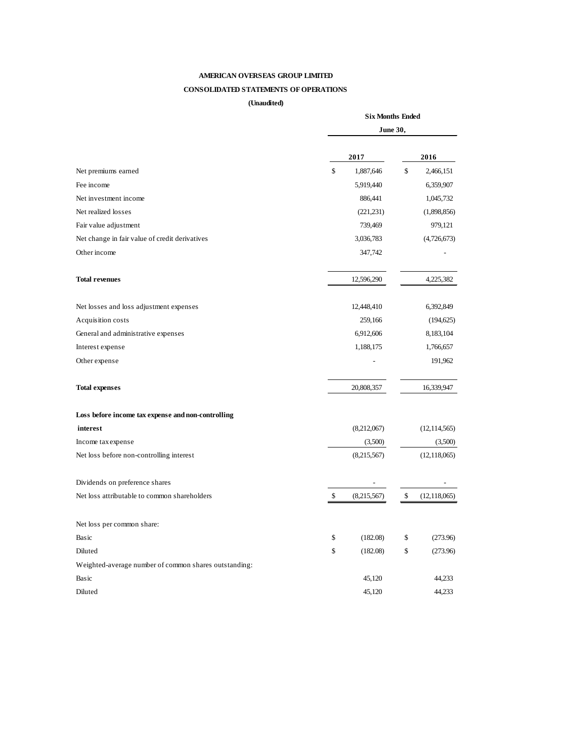**AMERICAN OVERSEAS GROUP LIMITED**

**CONSOLIDATED STATEMENTS OF OPERATIONS**

**(Unaudited)**

| | Six Months Ended June 30, | |
|---|---|---|
| | **2017** | **2016** |
| Net premiums earned | $ 1,887,646 | $ 2,466,151 |
| Fee income | 5,919,440 | 6,359,907 |
| Net investment income | 886,441 | 1,045,732 |
| Net realized losses | (221,231) | (1,898,856) |
| Fair value adjustment | 739,469 | 979,121 |
| Net change in fair value of credit derivatives | 3,036,783 | (4,726,673) |
| Other income | 347,742 | - |
| **Total revenues** | 12,596,290 | 4,225,382 |
| Net losses and loss adjustment expenses | 12,448,410 | 6,392,849 |
| Acquisition costs | 259,166 | (194,625) |
| General and administrative expenses | 6,912,606 | 8,183,104 |
| Interest expense | 1,188,175 | 1,766,657 |
| Other expense | - | 191,962 |
| **Total expenses** | 20,808,357 | 16,339,947 |
| **Loss before income tax expense and non-controlling interest** | (8,212,067) | (12,114,565) |
| Income tax expense | (3,500) | (3,500) |
| Net loss before non-controlling interest | (8,215,567) | (12,118,065) |
| Dividends on preference shares | - | - |
| Net loss attributable to common shareholders | $ (8,215,567) | $ (12,118,065) |
| Net loss per common share: | | |
| Basic | $ (182.08) | $ (273.96) |
| Diluted | $ (182.08) | $ (273.96) |
| Weighted-average number of common shares outstanding: | | |
| Basic | 45,120 | 44,233 |
| Diluted | 45,120 | 44,233 |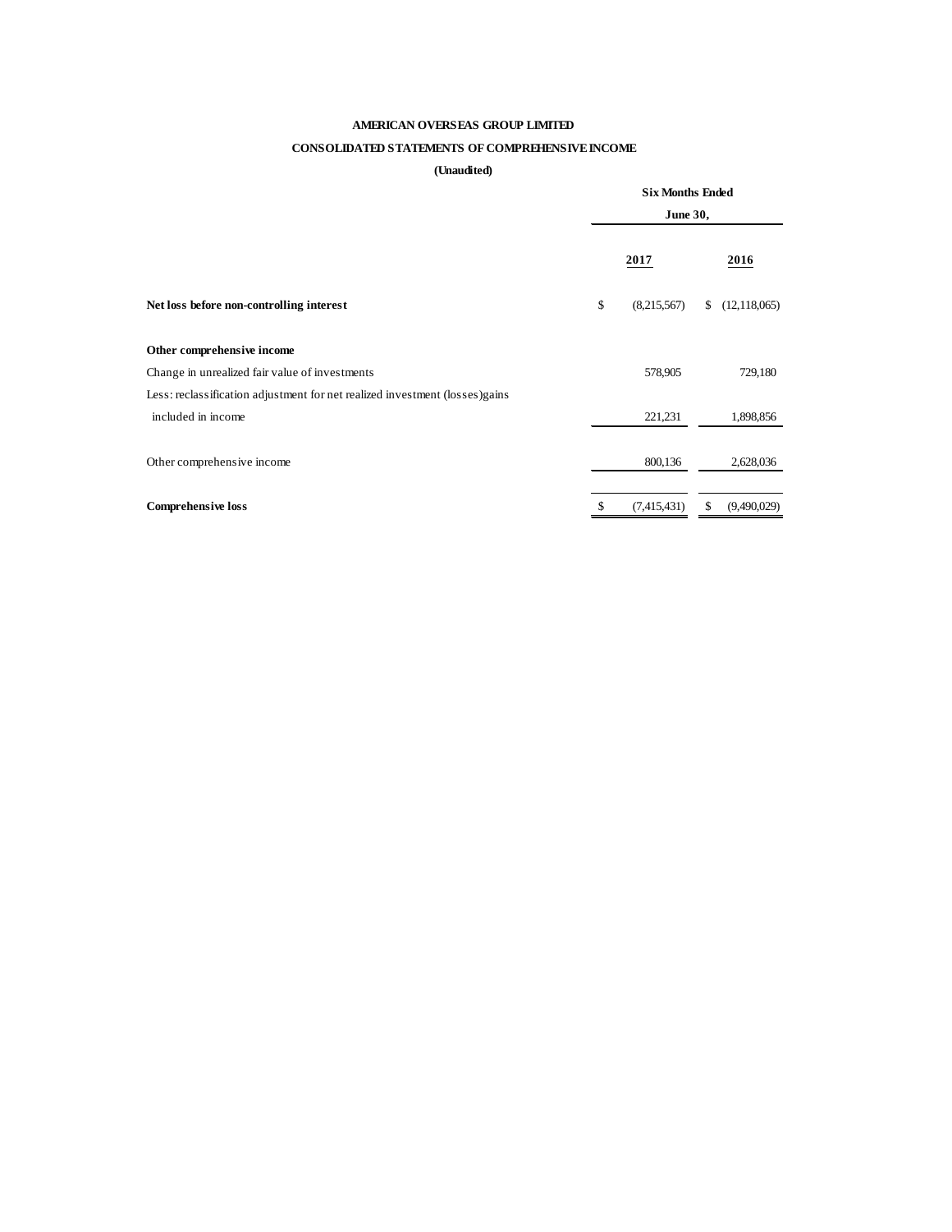**AMERICAN OVERSEAS GROUP LIMITED**

**CONSOLIDATED STATEMENTS OF COMPREHENSIVE INCOME**

**(Unaudited)**

| | Six Months Ended June 30, | |
|---|---|---|
| | 2017 | 2016 |
| **Net loss before non-controlling interest** | $ (8,215,567) | $ (12,118,065) |
| **Other comprehensive income** | | |
| Change in unrealized fair value of investments | 578,905 | 729,180 |
| Less: reclassification adjustment for net realized investment (losses)gains included in income | 221,231 | 1,898,856 |
| Other comprehensive income | 800,136 | 2,628,036 |
| **Comprehensive loss** | $ (7,415,431) | $ (9,490,029) |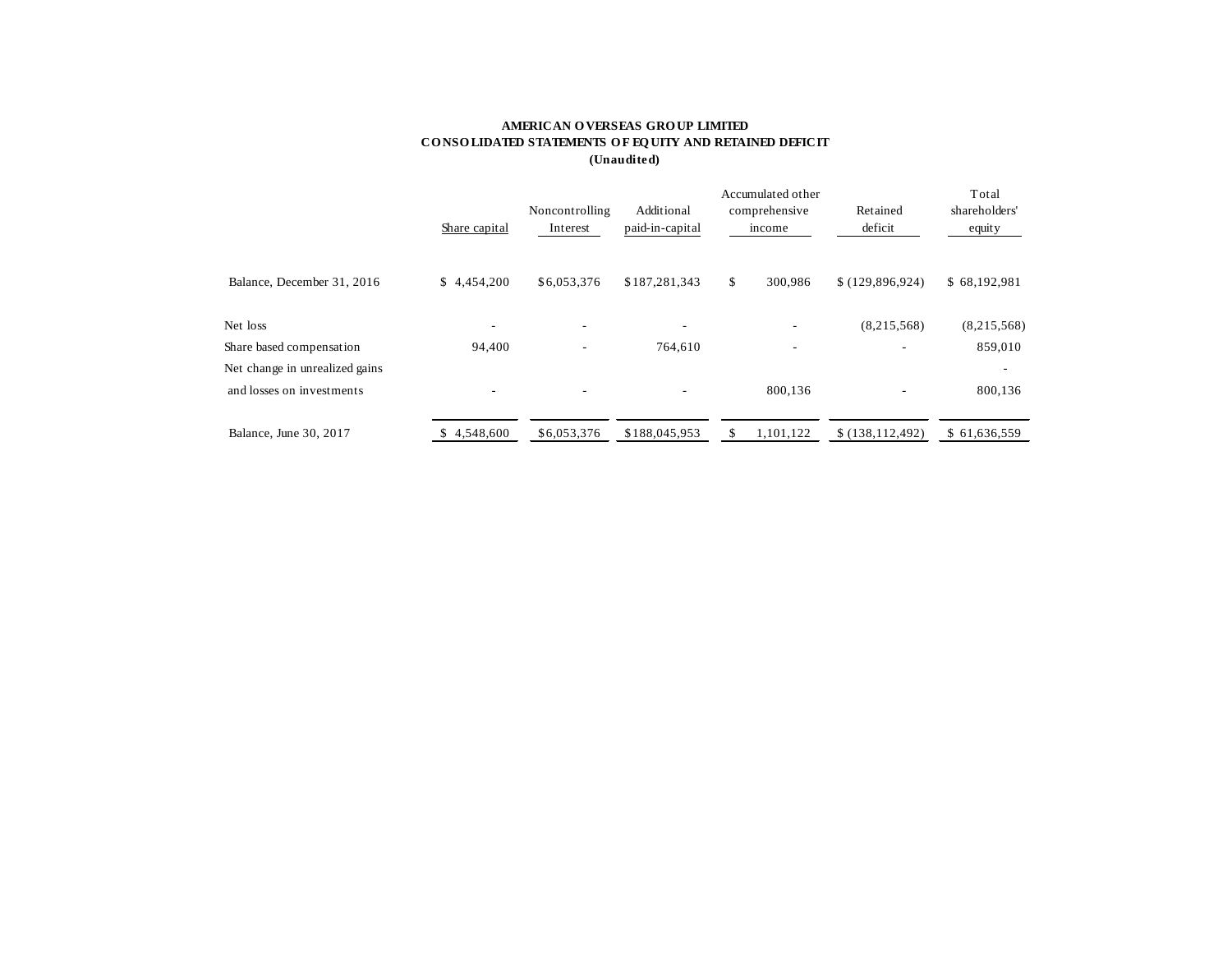**AMERICAN OVERSEAS GROUP LIMITED**
**CONSOLIDATED STATEMENTS OF EQUITY AND RETAINED DEFICIT**
**(Unaudited)**

| | Share capital | Noncontrolling Interest | Additional paid-in-capital | Accumulated other comprehensive income | Retained deficit | Total shareholders' equity |
|---|---|---|---|---|---|---|
| Balance, December 31, 2016 | $ 4,454,200 | $6,053,376 | $187,281,343 | $ 300,986 | $ (129,896,924) | $ 68,192,981 |
| Net loss | - | - | - | - | (8,215,568) | (8,215,568) |
| Share based compensation | 94,400 | - | 764,610 | - | - | 859,010 |
| Net change in unrealized gains and losses on investments | - | - | - | 800,136 | - | 800,136 |
| Balance, June 30, 2017 | $ 4,548,600 | $6,053,376 | $188,045,953 | $ 1,101,122 | $ (138,112,492) | $ 61,636,559 |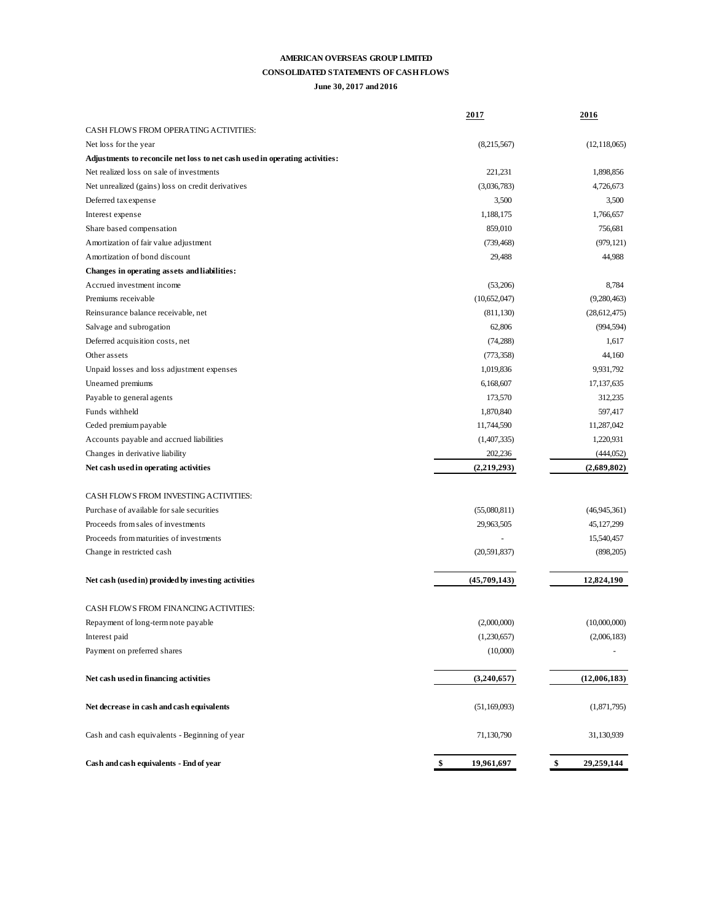**AMERICAN OVERSEAS GROUP LIMITED**

**CONSOLIDATED STATEMENTS OF CASH FLOWS**

**June 30, 2017 and 2016**

| | 2017 | 2016 |
|---|---|---|
| CASH FLOWS FROM OPERATING ACTIVITIES: | | |
| Net loss for the year | (8,215,567) | (12,118,065) |
| **Adjustments to reconcile net loss to net cash used in operating activities:** | | |
| Net realized loss on sale of investments | 221,231 | 1,898,856 |
| Net unrealized (gains) loss on credit derivatives | (3,036,783) | 4,726,673 |
| Deferred tax expense | 3,500 | 3,500 |
| Interest expense | 1,188,175 | 1,766,657 |
| Share based compensation | 859,010 | 756,681 |
| Amortization of fair value adjustment | (739,468) | (979,121) |
| Amortization of bond discount | 29,488 | 44,988 |
| **Changes in operating assets and liabilities:** | | |
| Accrued investment income | (53,206) | 8,784 |
| Premiums receivable | (10,652,047) | (9,280,463) |
| Reinsurance balance receivable, net | (811,130) | (28,612,475) |
| Salvage and subrogation | 62,806 | (994,594) |
| Deferred acquisition costs, net | (74,288) | 1,617 |
| Other assets | (773,358) | 44,160 |
| Unpaid losses and loss adjustment expenses | 1,019,836 | 9,931,792 |
| Unearned premiums | 6,168,607 | 17,137,635 |
| Payable to general agents | 173,570 | 312,235 |
| Funds withheld | 1,870,840 | 597,417 |
| Ceded premium payable | 11,744,590 | 11,287,042 |
| Accounts payable and accrued liabilities | (1,407,335) | 1,220,931 |
| Changes in derivative liability | 202,236 | (444,052) |
| **Net cash used in operating activities** | **(2,219,293)** | **(2,689,802)** |
| | | |
| CASH FLOWS FROM INVESTING ACTIVITIES: | | |
| Purchase of available for sale securities | (55,080,811) | (46,945,361) |
| Proceeds from sales of investments | 29,963,505 | 45,127,299 |
| Proceeds from maturities of investments | - | 15,540,457 |
| Change in restricted cash | (20,591,837) | (898,205) |
| **Net cash (used in) provided by investing activities** | **(45,709,143)** | **12,824,190** |
| | | |
| CASH FLOWS FROM FINANCING ACTIVITIES: | | |
| Repayment of long-term note payable | (2,000,000) | (10,000,000) |
| Interest paid | (1,230,657) | (2,006,183) |
| Payment on preferred shares | (10,000) | - |
| **Net cash used in financing activities** | **(3,240,657)** | **(12,006,183)** |
| | | |
| **Net decrease in cash and cash equivalents** | (51,169,093) | (1,871,795) |
| | | |
| Cash and cash equivalents - Beginning of year | 71,130,790 | 31,130,939 |
| | | |
| **Cash and cash equivalents - End of year** | **$ 19,961,697** | **$ 29,259,144** |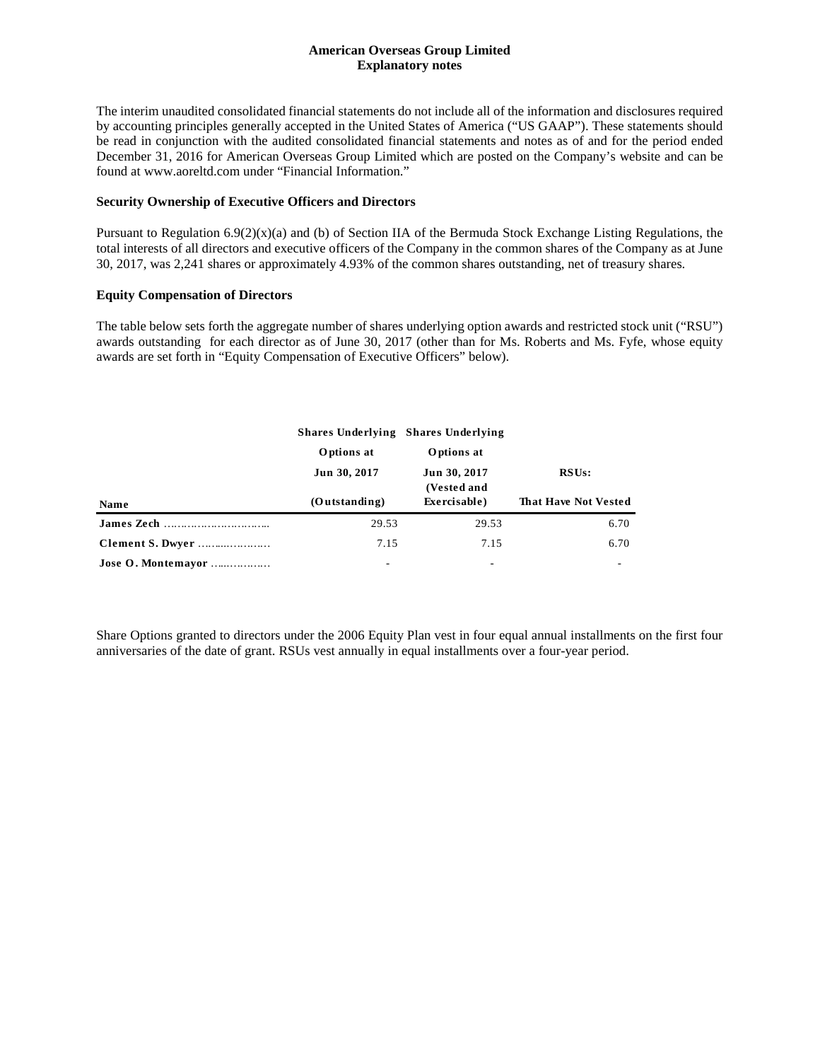**American Overseas Group Limited**
**Explanatory notes**

The interim unaudited consolidated financial statements do not include all of the information and disclosures required by accounting principles generally accepted in the United States of America ("US GAAP"). These statements should be read in conjunction with the audited consolidated financial statements and notes as of and for the period ended December 31, 2016 for American Overseas Group Limited which are posted on the Company's website and can be found at www.aoreltd.com under "Financial Information."

### Security Ownership of Executive Officers and Directors

Pursuant to Regulation 6.9(2)(x)(a) and (b) of Section IIA of the Bermuda Stock Exchange Listing Regulations, the total interests of all directors and executive officers of the Company in the common shares of the Company as at June 30, 2017, was 2,241 shares or approximately 4.93% of the common shares outstanding, net of treasury shares.

### Equity Compensation of Directors

The table below sets forth the aggregate number of shares underlying option awards and restricted stock unit ("RSU") awards outstanding for each director as of June 30, 2017 (other than for Ms. Roberts and Ms. Fyfe, whose equity awards are set forth in "Equity Compensation of Executive Officers" below).

| Name | Shares Underlying Options at Jun 30, 2017 (Outstanding) | Shares Underlying Options at Jun 30, 2017 (Vested and Exercisable) | RSUs: That Have Not Vested |
|---|---|---|---|
| **James Zech** …………………………. | 29.53 | 29.53 | 6.70 |
| **Clement S. Dwyer** ……..………. | 7.15 | 7.15 | 6.70 |
| **Jose O. Montemayor** …..………. | - | - | - |

Share Options granted to directors under the 2006 Equity Plan vest in four equal annual installments on the first four anniversaries of the date of grant. RSUs vest annually in equal installments over a four-year period.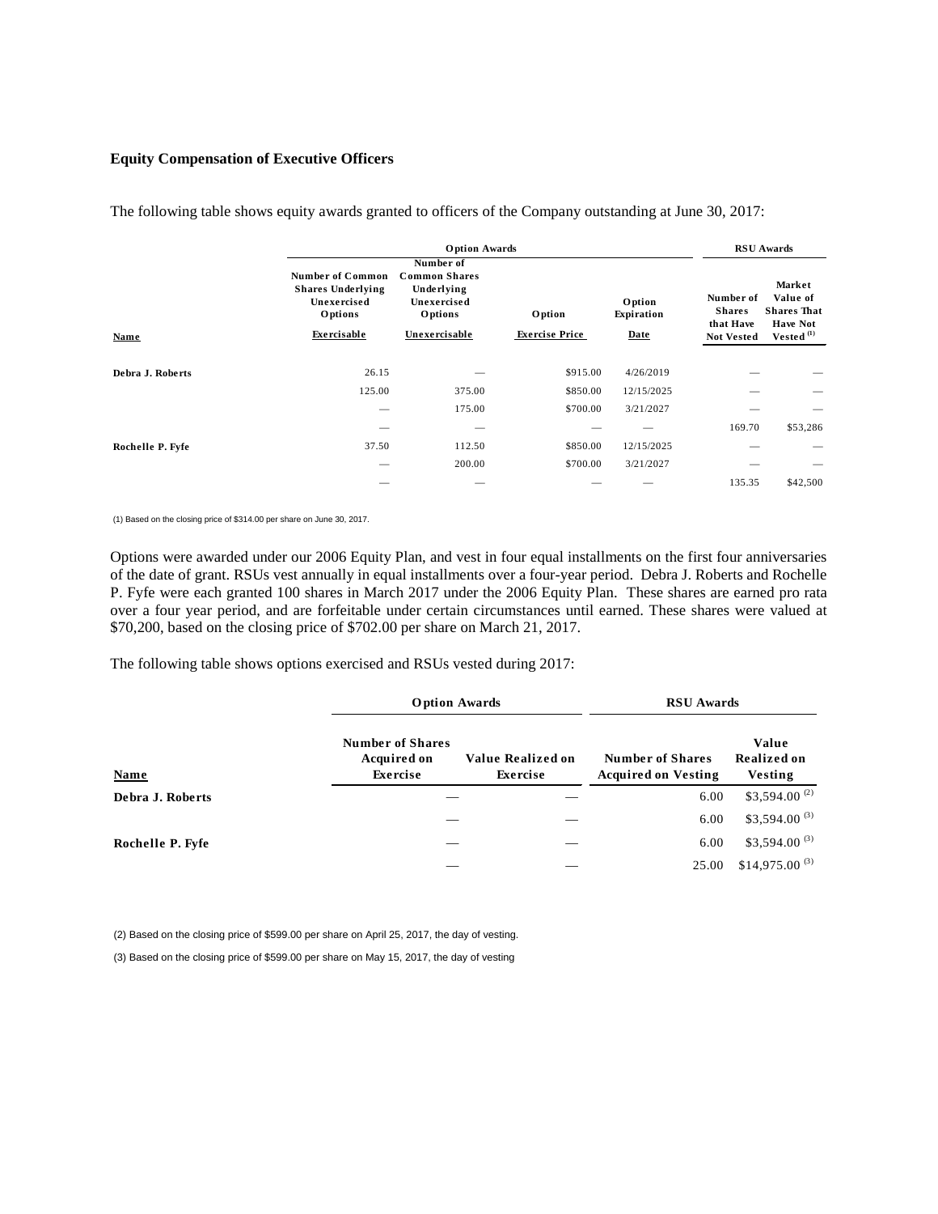**Equity Compensation of Executive Officers**

The following table shows equity awards granted to officers of the Company outstanding at June 30, 2017:

| | Option Awards | | | | RSU Awards | |
|---|---|---|---|---|---|---|
| Name | Number of Common Shares Underlying Unexercised Options Exercisable | Number of Common Shares Underlying Unexercised Options Unexercisable | Option Exercise Price | Option Expiration Date | Number of Shares that Have Not Vested | Market Value of Shares That Have Not Vested [(1)] |
| Debra J. Roberts | 26.15 | — | $915.00 | 4/26/2019 | — | — |
| | 125.00 | 375.00 | $850.00 | 12/15/2025 | — | — |
| | — | 175.00 | $700.00 | 3/21/2027 | — | — |
| | — | — | — | — | 169.70 | $53,286 |
| Rochelle P. Fyfe | 37.50 | 112.50 | $850.00 | 12/15/2025 | — | — |
| | — | 200.00 | $700.00 | 3/21/2027 | — | — |
| | — | — | — | — | 135.35 | $42,500 |

(1) Based on the closing price of $314.00 per share on June 30, 2017.

Options were awarded under our 2006 Equity Plan, and vest in four equal installments on the first four anniversaries of the date of grant. RSUs vest annually in equal installments over a four-year period. Debra J. Roberts and Rochelle P. Fyfe were each granted 100 shares in March 2017 under the 2006 Equity Plan. These shares are earned pro rata over a four year period, and are forfeitable under certain circumstances until earned. These shares were valued at $70,200, based on the closing price of $702.00 per share on March 21, 2017.

The following table shows options exercised and RSUs vested during 2017:

| | Option Awards | | RSU Awards | |
|---|---|---|---|---|
| Name | Number of Shares Acquired on Exercise | Value Realized on Exercise | Number of Shares Acquired on Vesting | Value Realized on Vesting |
| Debra J. Roberts | — | — | 6.00 | $3,594.00 [(2)] |
| | — | — | 6.00 | $3,594.00 [(3)] |
| Rochelle P. Fyfe | — | — | 6.00 | $3,594.00 [(3)] |
| | — | — | 25.00 | $14,975.00 [(3)] |

(2) Based on the closing price of $599.00 per share on April 25, 2017, the day of vesting.

(3) Based on the closing price of $599.00 per share on May 15, 2017, the day of vesting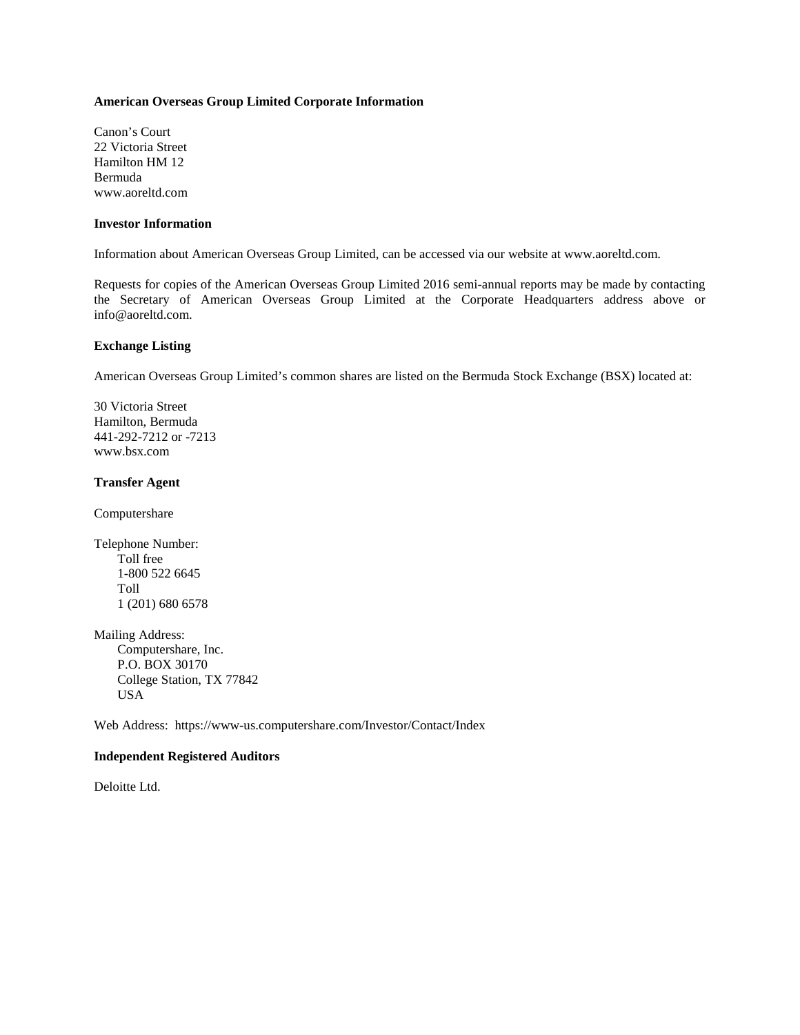**American Overseas Group Limited Corporate Information**

Canon's Court
22 Victoria Street
Hamilton HM 12
Bermuda
www.aoreltd.com

**Investor Information**

Information about American Overseas Group Limited, can be accessed via our website at www.aoreltd.com.

Requests for copies of the American Overseas Group Limited 2016 semi-annual reports may be made by contacting the Secretary of American Overseas Group Limited at the Corporate Headquarters address above or info@aoreltd.com.

**Exchange Listing**

American Overseas Group Limited's common shares are listed on the Bermuda Stock Exchange (BSX) located at:

30 Victoria Street
Hamilton, Bermuda
441-292-7212 or -7213
www.bsx.com

**Transfer Agent**

Computershare

Telephone Number:
Toll free
1-800 522 6645
Toll
1 (201) 680 6578

Mailing Address:
Computershare, Inc.
P.O. BOX 30170
College Station, TX 77842
USA

Web Address: https://www-us.computershare.com/Investor/Contact/Index

**Independent Registered Auditors**

Deloitte Ltd.